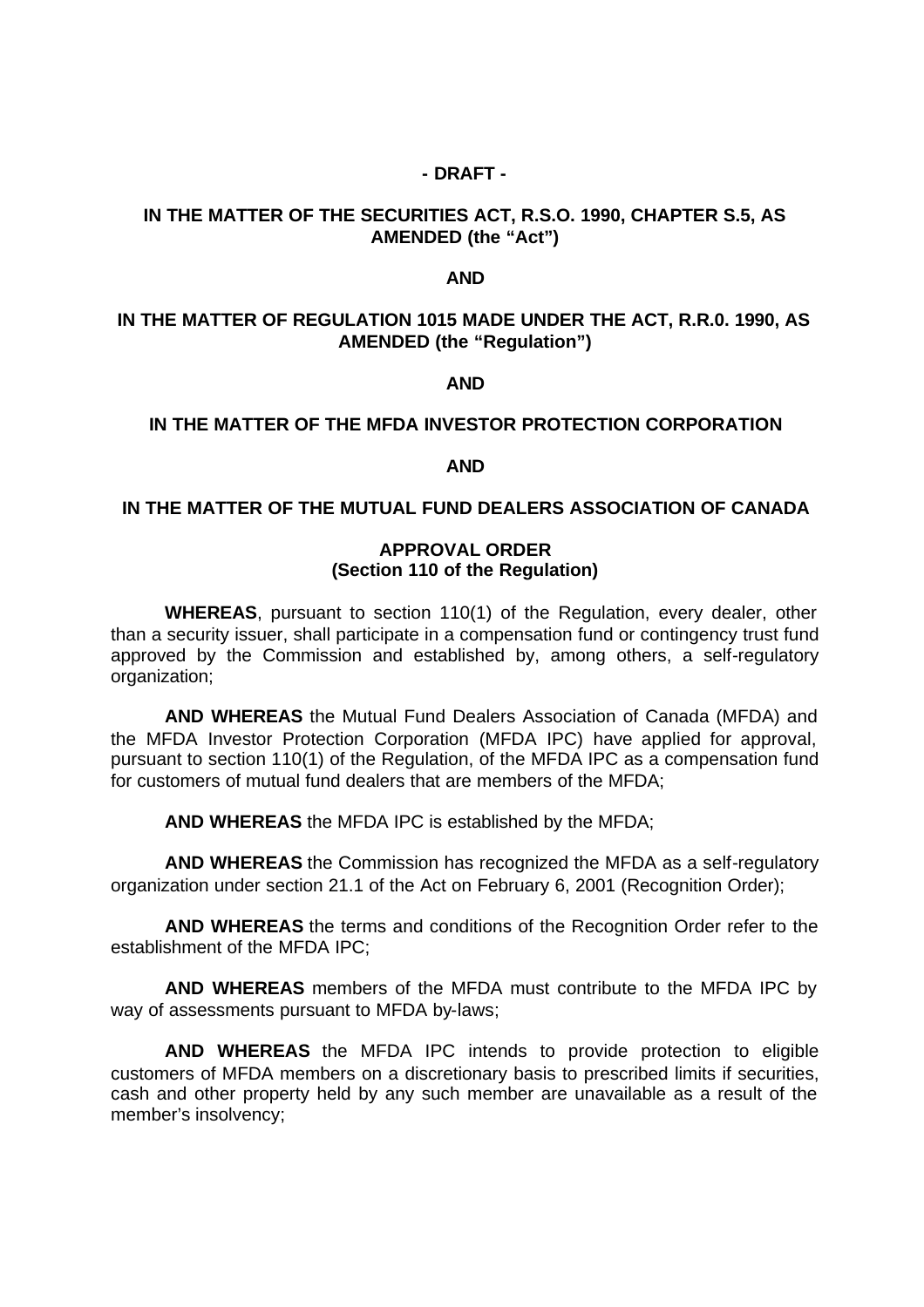**- DRAFT -**

**IN THE MATTER OF THE SECURITIES ACT, R.S.O. 1990, CHAPTER S.5, AS AMENDED (the "Act")**

**AND**

**IN THE MATTER OF REGULATION 1015 MADE UNDER THE ACT, R.R.0. 1990, AS AMENDED (the "Regulation")**

**AND**

**IN THE MATTER OF THE MFDA INVESTOR PROTECTION CORPORATION**

**AND**

**IN THE MATTER OF THE MUTUAL FUND DEALERS ASSOCIATION OF CANADA**

**APPROVAL ORDER**
**(Section 110 of the Regulation)**

**WHEREAS**, pursuant to section 110(1) of the Regulation, every dealer, other than a security issuer, shall participate in a compensation fund or contingency trust fund approved by the Commission and established by, among others, a self-regulatory organization;

**AND WHEREAS** the Mutual Fund Dealers Association of Canada (MFDA) and the MFDA Investor Protection Corporation (MFDA IPC) have applied for approval, pursuant to section 110(1) of the Regulation, of the MFDA IPC as a compensation fund for customers of mutual fund dealers that are members of the MFDA;

**AND WHEREAS** the MFDA IPC is established by the MFDA;

**AND WHEREAS** the Commission has recognized the MFDA as a self-regulatory organization under section 21.1 of the Act on February 6, 2001 (Recognition Order);

**AND WHEREAS** the terms and conditions of the Recognition Order refer to the establishment of the MFDA IPC;

**AND WHEREAS** members of the MFDA must contribute to the MFDA IPC by way of assessments pursuant to MFDA by-laws;

**AND WHEREAS** the MFDA IPC intends to provide protection to eligible customers of MFDA members on a discretionary basis to prescribed limits if securities, cash and other property held by any such member are unavailable as a result of the member's insolvency;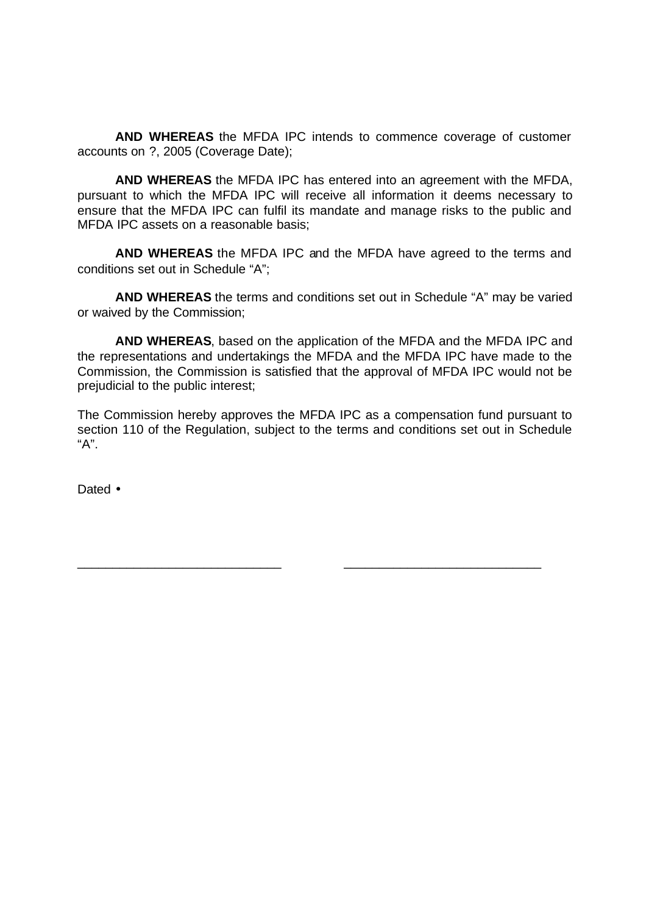**AND WHEREAS** the MFDA IPC intends to commence coverage of customer accounts on ?, 2005 (Coverage Date);

**AND WHEREAS** the MFDA IPC has entered into an agreement with the MFDA, pursuant to which the MFDA IPC will receive all information it deems necessary to ensure that the MFDA IPC can fulfil its mandate and manage risks to the public and MFDA IPC assets on a reasonable basis;

**AND WHEREAS** the MFDA IPC and the MFDA have agreed to the terms and conditions set out in Schedule "A";

**AND WHEREAS** the terms and conditions set out in Schedule "A" may be varied or waived by the Commission;

**AND WHEREAS**, based on the application of the MFDA and the MFDA IPC and the representations and undertakings the MFDA and the MFDA IPC have made to the Commission, the Commission is satisfied that the approval of MFDA IPC would not be prejudicial to the public interest;

The Commission hereby approves the MFDA IPC as a compensation fund pursuant to section 110 of the Regulation, subject to the terms and conditions set out in Schedule "A".

Dated •

_____________________________ _____________________________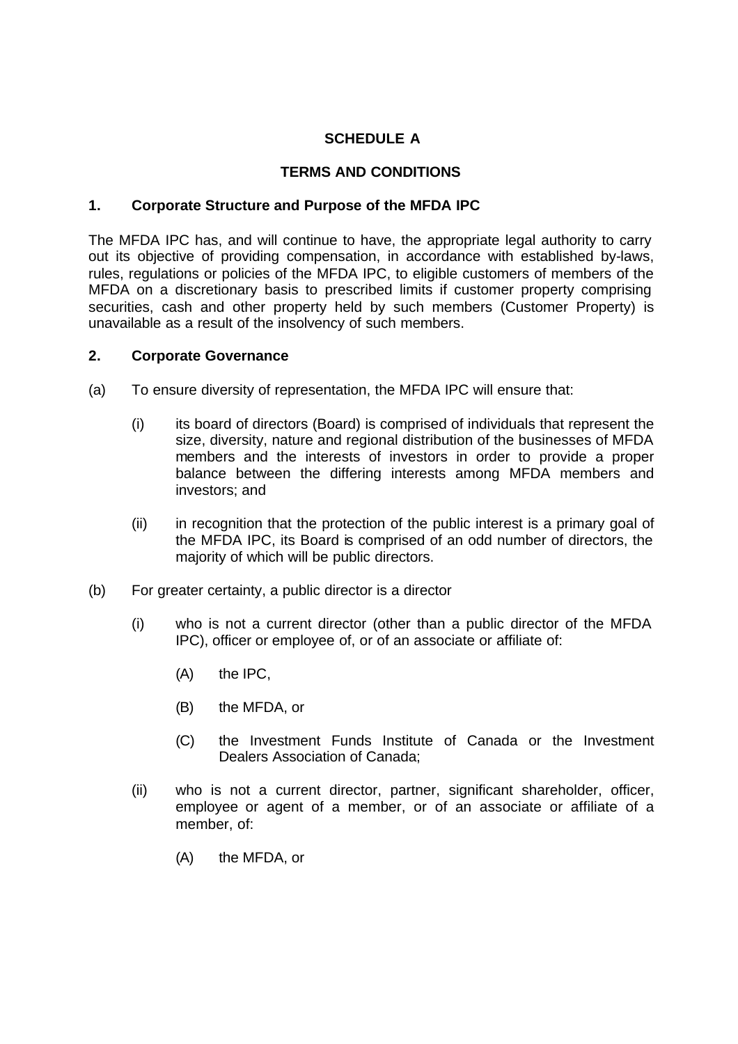**SCHEDULE A**

**TERMS AND CONDITIONS**

**1. Corporate Structure and Purpose of the MFDA IPC**

The MFDA IPC has, and will continue to have, the appropriate legal authority to carry out its objective of providing compensation, in accordance with established by-laws, rules, regulations or policies of the MFDA IPC, to eligible customers of members of the MFDA on a discretionary basis to prescribed limits if customer property comprising securities, cash and other property held by such members (Customer Property) is unavailable as a result of the insolvency of such members.

**2. Corporate Governance**

(a) To ensure diversity of representation, the MFDA IPC will ensure that:

  (i) its board of directors (Board) is comprised of individuals that represent the size, diversity, nature and regional distribution of the businesses of MFDA members and the interests of investors in order to provide a proper balance between the differing interests among MFDA members and investors; and

  (ii) in recognition that the protection of the public interest is a primary goal of the MFDA IPC, its Board is comprised of an odd number of directors, the majority of which will be public directors.

(b) For greater certainty, a public director is a director

  (i) who is not a current director (other than a public director of the MFDA IPC), officer or employee of, or of an associate or affiliate of:

    (A) the IPC,

    (B) the MFDA, or

    (C) the Investment Funds Institute of Canada or the Investment Dealers Association of Canada;

  (ii) who is not a current director, partner, significant shareholder, officer, employee or agent of a member, or of an associate or affiliate of a member, of:

    (A) the MFDA, or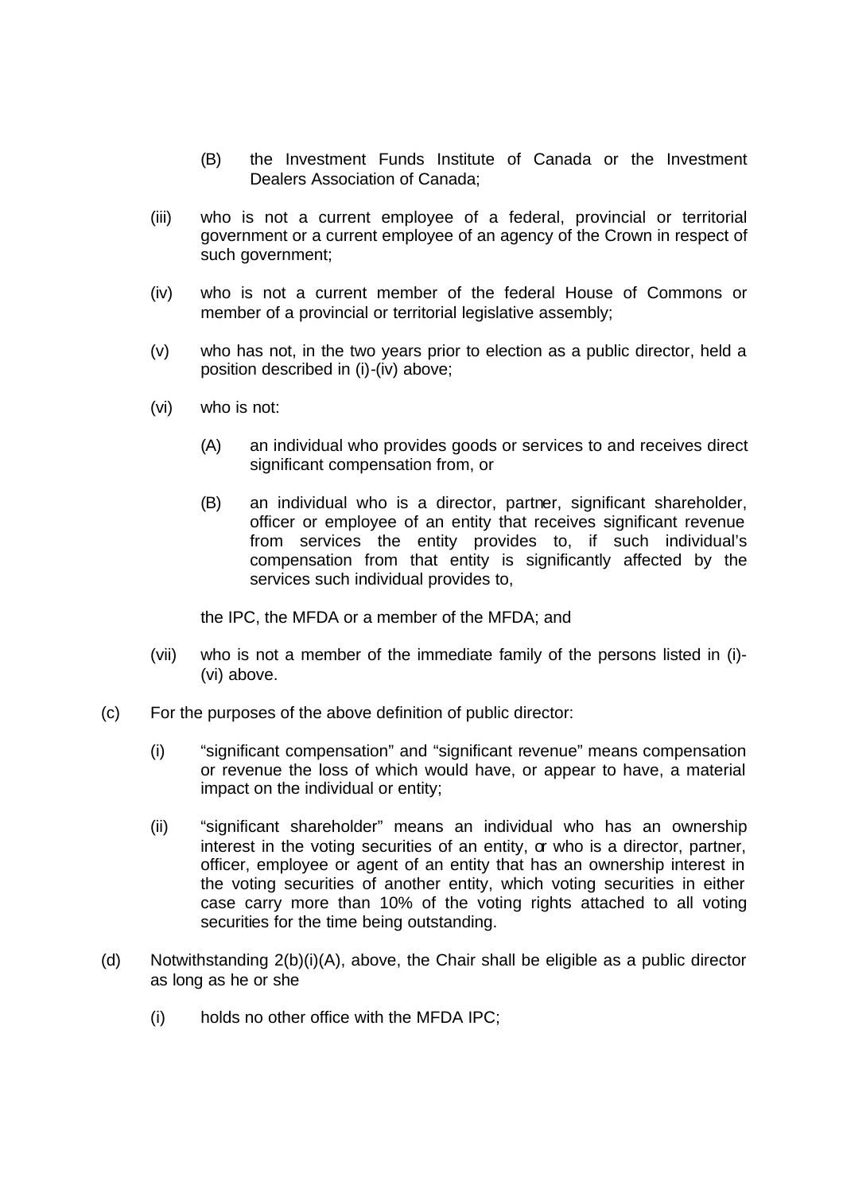(B) the Investment Funds Institute of Canada or the Investment Dealers Association of Canada;

(iii) who is not a current employee of a federal, provincial or territorial government or a current employee of an agency of the Crown in respect of such government;

(iv) who is not a current member of the federal House of Commons or member of a provincial or territorial legislative assembly;

(v) who has not, in the two years prior to election as a public director, held a position described in (i)-(iv) above;

(vi) who is not:

(A) an individual who provides goods or services to and receives direct significant compensation from, or

(B) an individual who is a director, partner, significant shareholder, officer or employee of an entity that receives significant revenue from services the entity provides to, if such individual's compensation from that entity is significantly affected by the services such individual provides to,

the IPC, the MFDA or a member of the MFDA; and

(vii) who is not a member of the immediate family of the persons listed in (i)-(vi) above.

(c) For the purposes of the above definition of public director:

(i) "significant compensation" and "significant revenue" means compensation or revenue the loss of which would have, or appear to have, a material impact on the individual or entity;

(ii) "significant shareholder" means an individual who has an ownership interest in the voting securities of an entity, or who is a director, partner, officer, employee or agent of an entity that has an ownership interest in the voting securities of another entity, which voting securities in either case carry more than 10% of the voting rights attached to all voting securities for the time being outstanding.

(d) Notwithstanding 2(b)(i)(A), above, the Chair shall be eligible as a public director as long as he or she

(i) holds no other office with the MFDA IPC;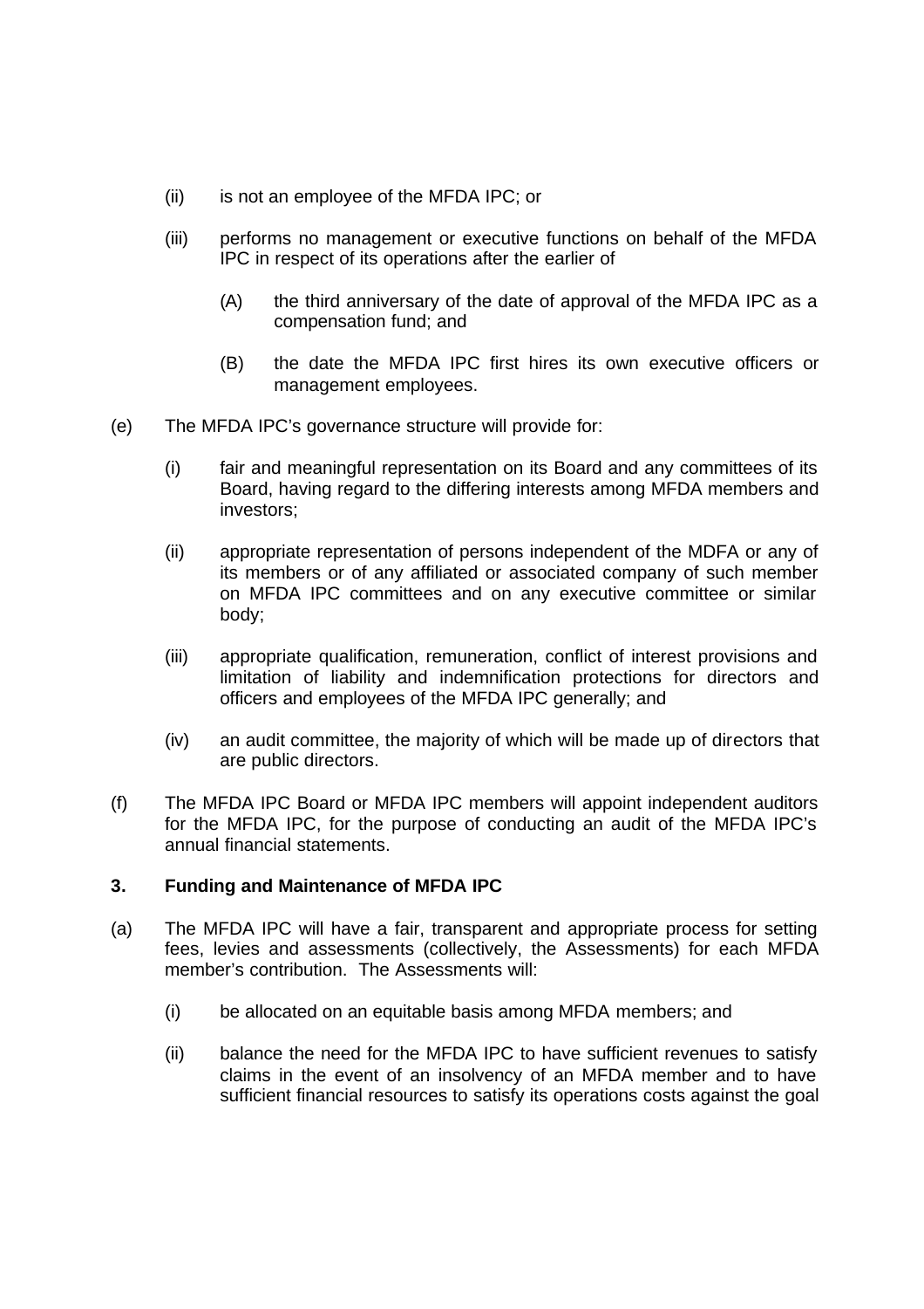(ii) is not an employee of the MFDA IPC; or

(iii) performs no management or executive functions on behalf of the MFDA IPC in respect of its operations after the earlier of

(A) the third anniversary of the date of approval of the MFDA IPC as a compensation fund; and

(B) the date the MFDA IPC first hires its own executive officers or management employees.

(e) The MFDA IPC's governance structure will provide for:

(i) fair and meaningful representation on its Board and any committees of its Board, having regard to the differing interests among MFDA members and investors;

(ii) appropriate representation of persons independent of the MDFA or any of its members or of any affiliated or associated company of such member on MFDA IPC committees and on any executive committee or similar body;

(iii) appropriate qualification, remuneration, conflict of interest provisions and limitation of liability and indemnification protections for directors and officers and employees of the MFDA IPC generally; and

(iv) an audit committee, the majority of which will be made up of directors that are public directors.

(f) The MFDA IPC Board or MFDA IPC members will appoint independent auditors for the MFDA IPC, for the purpose of conducting an audit of the MFDA IPC's annual financial statements.

**3. Funding and Maintenance of MFDA IPC**

(a) The MFDA IPC will have a fair, transparent and appropriate process for setting fees, levies and assessments (collectively, the Assessments) for each MFDA member's contribution. The Assessments will:

(i) be allocated on an equitable basis among MFDA members; and

(ii) balance the need for the MFDA IPC to have sufficient revenues to satisfy claims in the event of an insolvency of an MFDA member and to have sufficient financial resources to satisfy its operations costs against the goal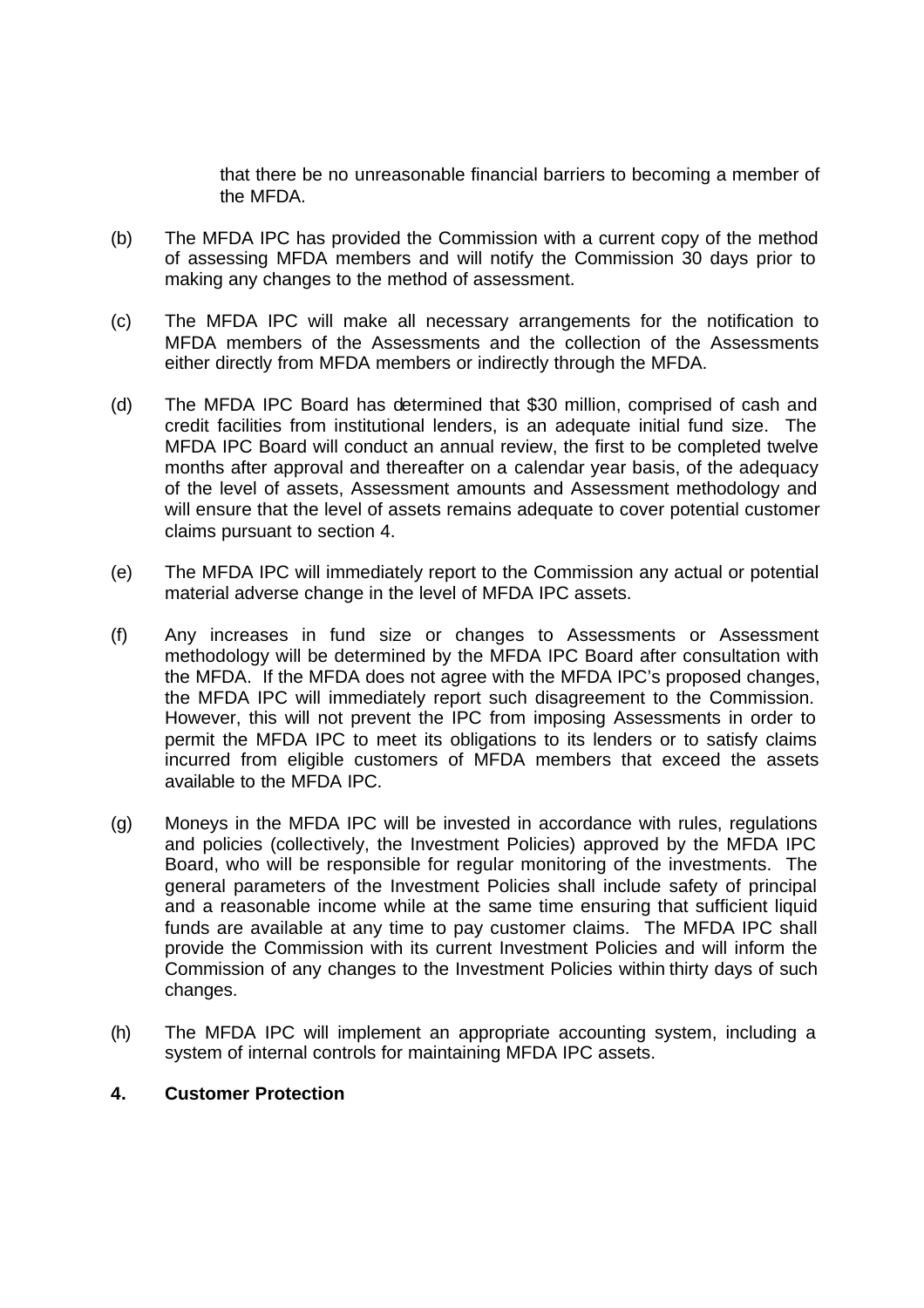that there be no unreasonable financial barriers to becoming a member of the MFDA.

(b) The MFDA IPC has provided the Commission with a current copy of the method of assessing MFDA members and will notify the Commission 30 days prior to making any changes to the method of assessment.

(c) The MFDA IPC will make all necessary arrangements for the notification to MFDA members of the Assessments and the collection of the Assessments either directly from MFDA members or indirectly through the MFDA.

(d) The MFDA IPC Board has determined that $30 million, comprised of cash and credit facilities from institutional lenders, is an adequate initial fund size. The MFDA IPC Board will conduct an annual review, the first to be completed twelve months after approval and thereafter on a calendar year basis, of the adequacy of the level of assets, Assessment amounts and Assessment methodology and will ensure that the level of assets remains adequate to cover potential customer claims pursuant to section 4.

(e) The MFDA IPC will immediately report to the Commission any actual or potential material adverse change in the level of MFDA IPC assets.

(f) Any increases in fund size or changes to Assessments or Assessment methodology will be determined by the MFDA IPC Board after consultation with the MFDA. If the MFDA does not agree with the MFDA IPC's proposed changes, the MFDA IPC will immediately report such disagreement to the Commission. However, this will not prevent the IPC from imposing Assessments in order to permit the MFDA IPC to meet its obligations to its lenders or to satisfy claims incurred from eligible customers of MFDA members that exceed the assets available to the MFDA IPC.

(g) Moneys in the MFDA IPC will be invested in accordance with rules, regulations and policies (collectively, the Investment Policies) approved by the MFDA IPC Board, who will be responsible for regular monitoring of the investments. The general parameters of the Investment Policies shall include safety of principal and a reasonable income while at the same time ensuring that sufficient liquid funds are available at any time to pay customer claims. The MFDA IPC shall provide the Commission with its current Investment Policies and will inform the Commission of any changes to the Investment Policies within thirty days of such changes.

(h) The MFDA IPC will implement an appropriate accounting system, including a system of internal controls for maintaining MFDA IPC assets.

## 4. Customer Protection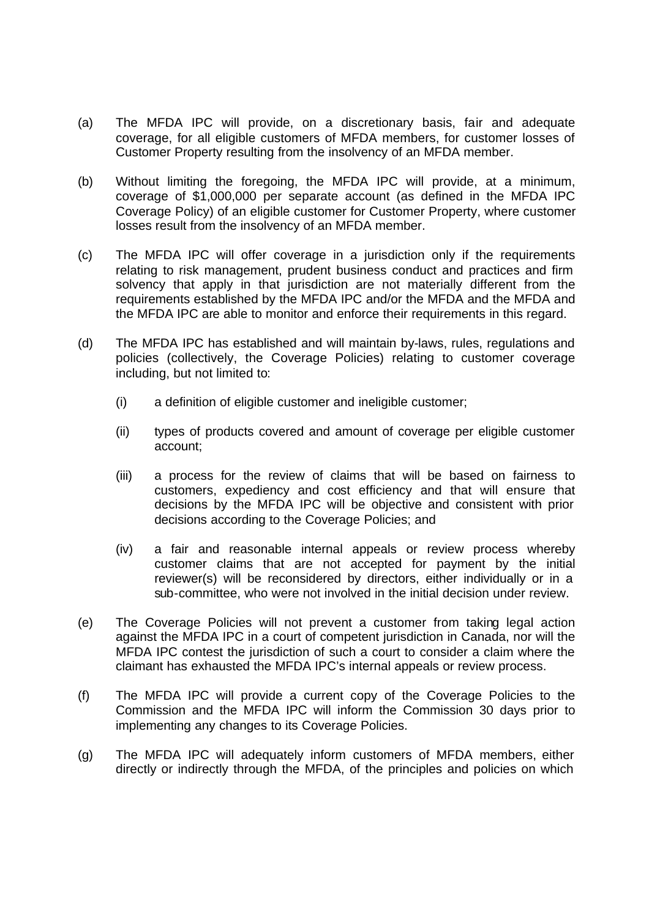(a) The MFDA IPC will provide, on a discretionary basis, fair and adequate coverage, for all eligible customers of MFDA members, for customer losses of Customer Property resulting from the insolvency of an MFDA member.

(b) Without limiting the foregoing, the MFDA IPC will provide, at a minimum, coverage of $1,000,000 per separate account (as defined in the MFDA IPC Coverage Policy) of an eligible customer for Customer Property, where customer losses result from the insolvency of an MFDA member.

(c) The MFDA IPC will offer coverage in a jurisdiction only if the requirements relating to risk management, prudent business conduct and practices and firm solvency that apply in that jurisdiction are not materially different from the requirements established by the MFDA IPC and/or the MFDA and the MFDA and the MFDA IPC are able to monitor and enforce their requirements in this regard.

(d) The MFDA IPC has established and will maintain by-laws, rules, regulations and policies (collectively, the Coverage Policies) relating to customer coverage including, but not limited to:

 (i) a definition of eligible customer and ineligible customer;

 (ii) types of products covered and amount of coverage per eligible customer account;

 (iii) a process for the review of claims that will be based on fairness to customers, expediency and cost efficiency and that will ensure that decisions by the MFDA IPC will be objective and consistent with prior decisions according to the Coverage Policies; and

 (iv) a fair and reasonable internal appeals or review process whereby customer claims that are not accepted for payment by the initial reviewer(s) will be reconsidered by directors, either individually or in a sub-committee, who were not involved in the initial decision under review.

(e) The Coverage Policies will not prevent a customer from taking legal action against the MFDA IPC in a court of competent jurisdiction in Canada, nor will the MFDA IPC contest the jurisdiction of such a court to consider a claim where the claimant has exhausted the MFDA IPC's internal appeals or review process.

(f) The MFDA IPC will provide a current copy of the Coverage Policies to the Commission and the MFDA IPC will inform the Commission 30 days prior to implementing any changes to its Coverage Policies.

(g) The MFDA IPC will adequately inform customers of MFDA members, either directly or indirectly through the MFDA, of the principles and policies on which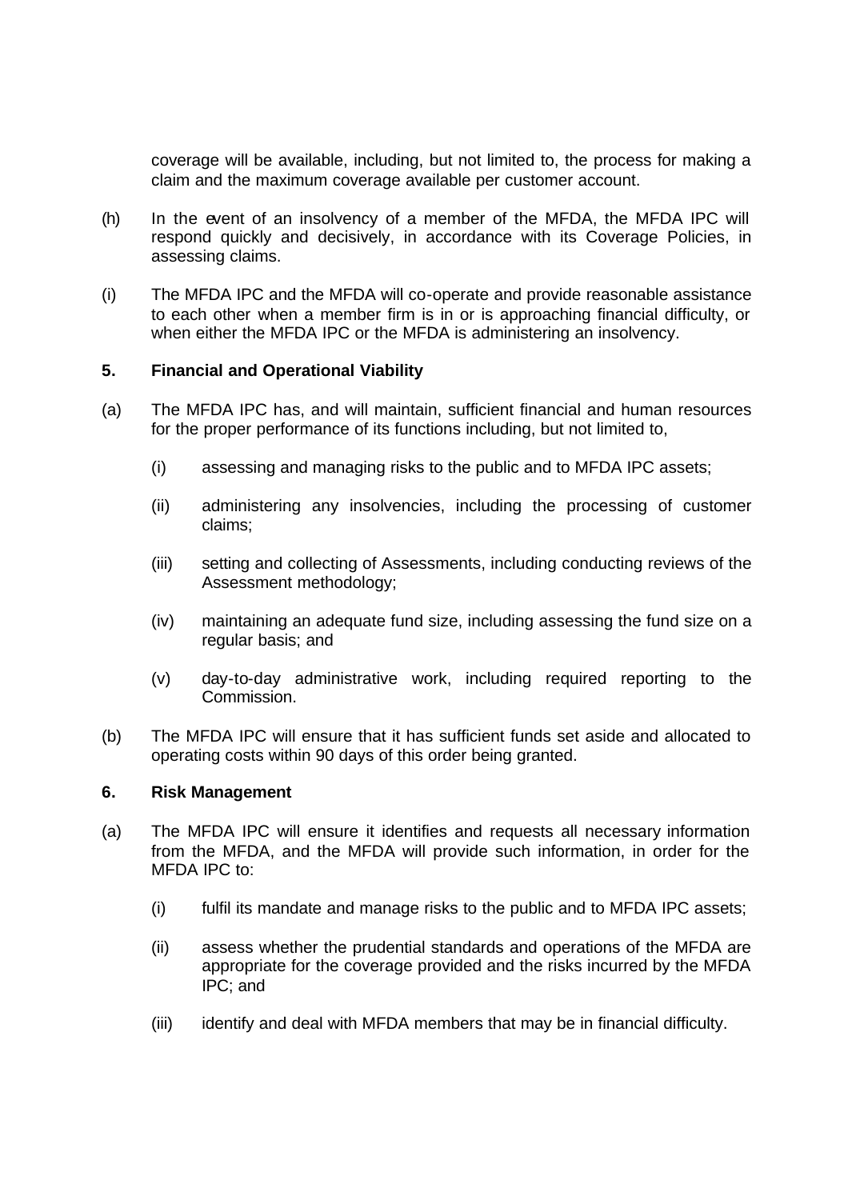coverage will be available, including, but not limited to, the process for making a claim and the maximum coverage available per customer account.

(h) In the event of an insolvency of a member of the MFDA, the MFDA IPC will respond quickly and decisively, in accordance with its Coverage Policies, in assessing claims.

(i) The MFDA IPC and the MFDA will co-operate and provide reasonable assistance to each other when a member firm is in or is approaching financial difficulty, or when either the MFDA IPC or the MFDA is administering an insolvency.

**5. Financial and Operational Viability**

(a) The MFDA IPC has, and will maintain, sufficient financial and human resources for the proper performance of its functions including, but not limited to,

   (i) assessing and managing risks to the public and to MFDA IPC assets;

   (ii) administering any insolvencies, including the processing of customer claims;

   (iii) setting and collecting of Assessments, including conducting reviews of the Assessment methodology;

   (iv) maintaining an adequate fund size, including assessing the fund size on a regular basis; and

   (v) day-to-day administrative work, including required reporting to the Commission.

(b) The MFDA IPC will ensure that it has sufficient funds set aside and allocated to operating costs within 90 days of this order being granted.

**6. Risk Management**

(a) The MFDA IPC will ensure it identifies and requests all necessary information from the MFDA, and the MFDA will provide such information, in order for the MFDA IPC to:

   (i) fulfil its mandate and manage risks to the public and to MFDA IPC assets;

   (ii) assess whether the prudential standards and operations of the MFDA are appropriate for the coverage provided and the risks incurred by the MFDA IPC; and

   (iii) identify and deal with MFDA members that may be in financial difficulty.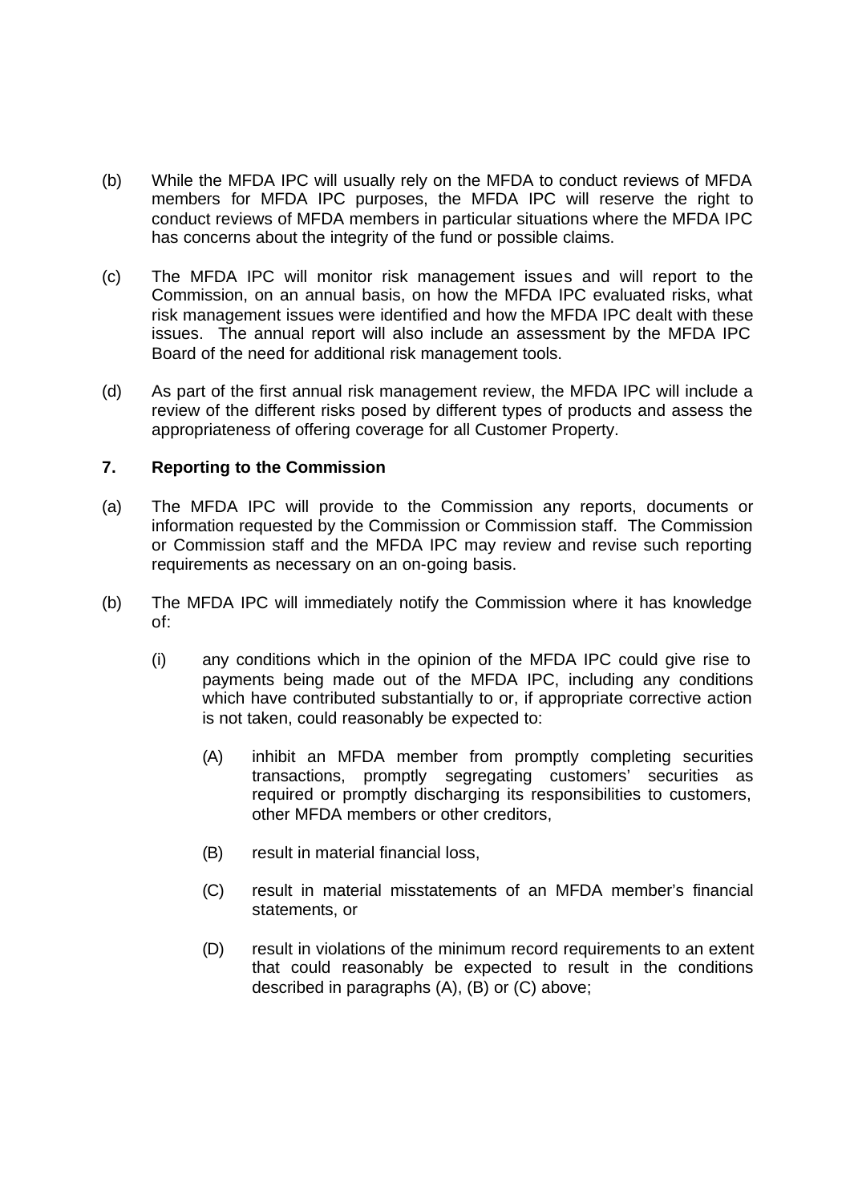(b) While the MFDA IPC will usually rely on the MFDA to conduct reviews of MFDA members for MFDA IPC purposes, the MFDA IPC will reserve the right to conduct reviews of MFDA members in particular situations where the MFDA IPC has concerns about the integrity of the fund or possible claims.

(c) The MFDA IPC will monitor risk management issues and will report to the Commission, on an annual basis, on how the MFDA IPC evaluated risks, what risk management issues were identified and how the MFDA IPC dealt with these issues. The annual report will also include an assessment by the MFDA IPC Board of the need for additional risk management tools.

(d) As part of the first annual risk management review, the MFDA IPC will include a review of the different risks posed by different types of products and assess the appropriateness of offering coverage for all Customer Property.

## 7. Reporting to the Commission

(a) The MFDA IPC will provide to the Commission any reports, documents or information requested by the Commission or Commission staff. The Commission or Commission staff and the MFDA IPC may review and revise such reporting requirements as necessary on an on-going basis.

(b) The MFDA IPC will immediately notify the Commission where it has knowledge of:

  (i) any conditions which in the opinion of the MFDA IPC could give rise to payments being made out of the MFDA IPC, including any conditions which have contributed substantially to or, if appropriate corrective action is not taken, could reasonably be expected to:

    (A) inhibit an MFDA member from promptly completing securities transactions, promptly segregating customers' securities as required or promptly discharging its responsibilities to customers, other MFDA members or other creditors,

    (B) result in material financial loss,

    (C) result in material misstatements of an MFDA member's financial statements, or

    (D) result in violations of the minimum record requirements to an extent that could reasonably be expected to result in the conditions described in paragraphs (A), (B) or (C) above;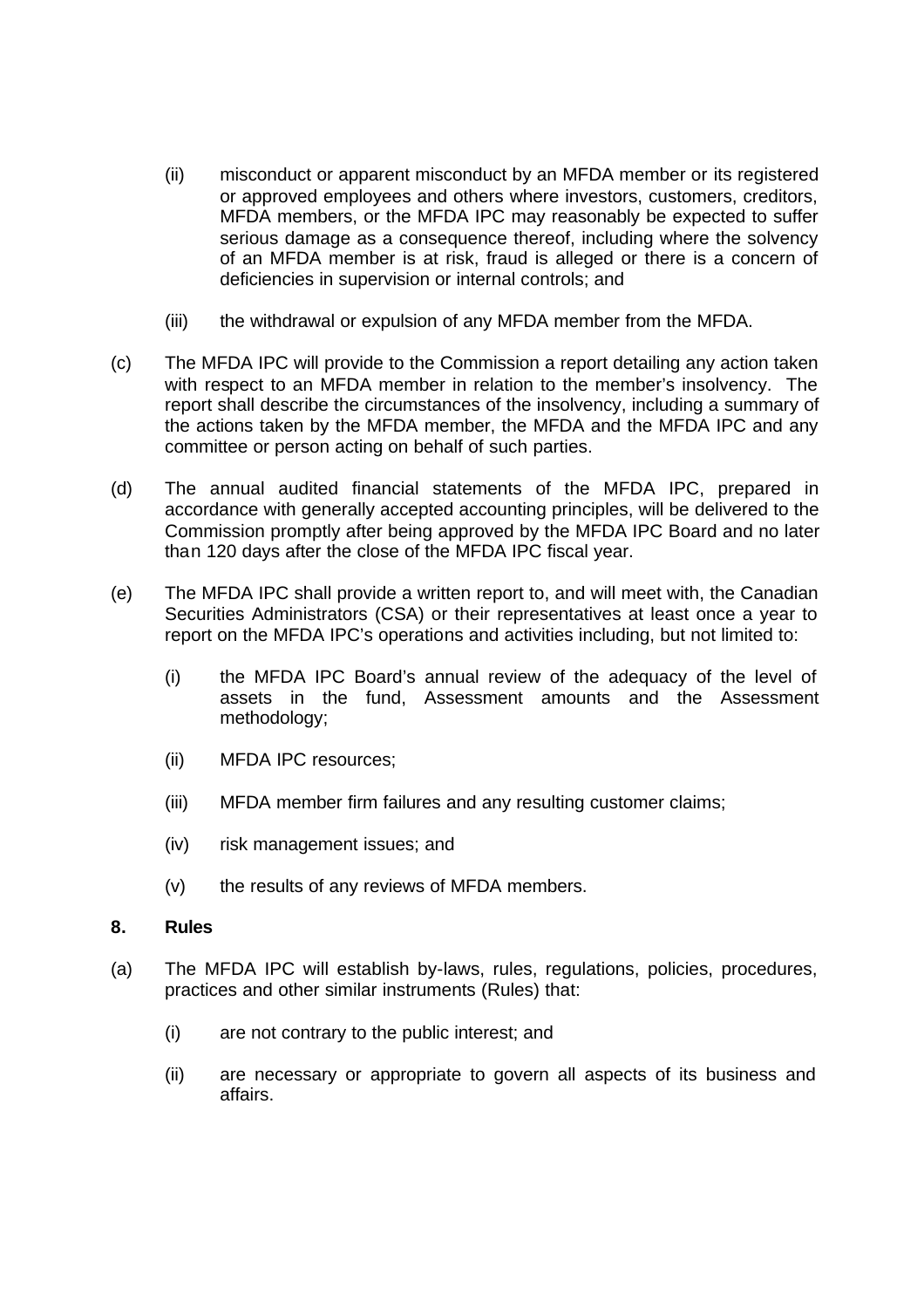(ii) misconduct or apparent misconduct by an MFDA member or its registered or approved employees and others where investors, customers, creditors, MFDA members, or the MFDA IPC may reasonably be expected to suffer serious damage as a consequence thereof, including where the solvency of an MFDA member is at risk, fraud is alleged or there is a concern of deficiencies in supervision or internal controls; and

(iii) the withdrawal or expulsion of any MFDA member from the MFDA.

(c) The MFDA IPC will provide to the Commission a report detailing any action taken with respect to an MFDA member in relation to the member's insolvency. The report shall describe the circumstances of the insolvency, including a summary of the actions taken by the MFDA member, the MFDA and the MFDA IPC and any committee or person acting on behalf of such parties.

(d) The annual audited financial statements of the MFDA IPC, prepared in accordance with generally accepted accounting principles, will be delivered to the Commission promptly after being approved by the MFDA IPC Board and no later than 120 days after the close of the MFDA IPC fiscal year.

(e) The MFDA IPC shall provide a written report to, and will meet with, the Canadian Securities Administrators (CSA) or their representatives at least once a year to report on the MFDA IPC's operations and activities including, but not limited to:

(i) the MFDA IPC Board's annual review of the adequacy of the level of assets in the fund, Assessment amounts and the Assessment methodology;

(ii) MFDA IPC resources;

(iii) MFDA member firm failures and any resulting customer claims;

(iv) risk management issues; and

(v) the results of any reviews of MFDA members.

**8. Rules**

(a) The MFDA IPC will establish by-laws, rules, regulations, policies, procedures, practices and other similar instruments (Rules) that:

(i) are not contrary to the public interest; and

(ii) are necessary or appropriate to govern all aspects of its business and affairs.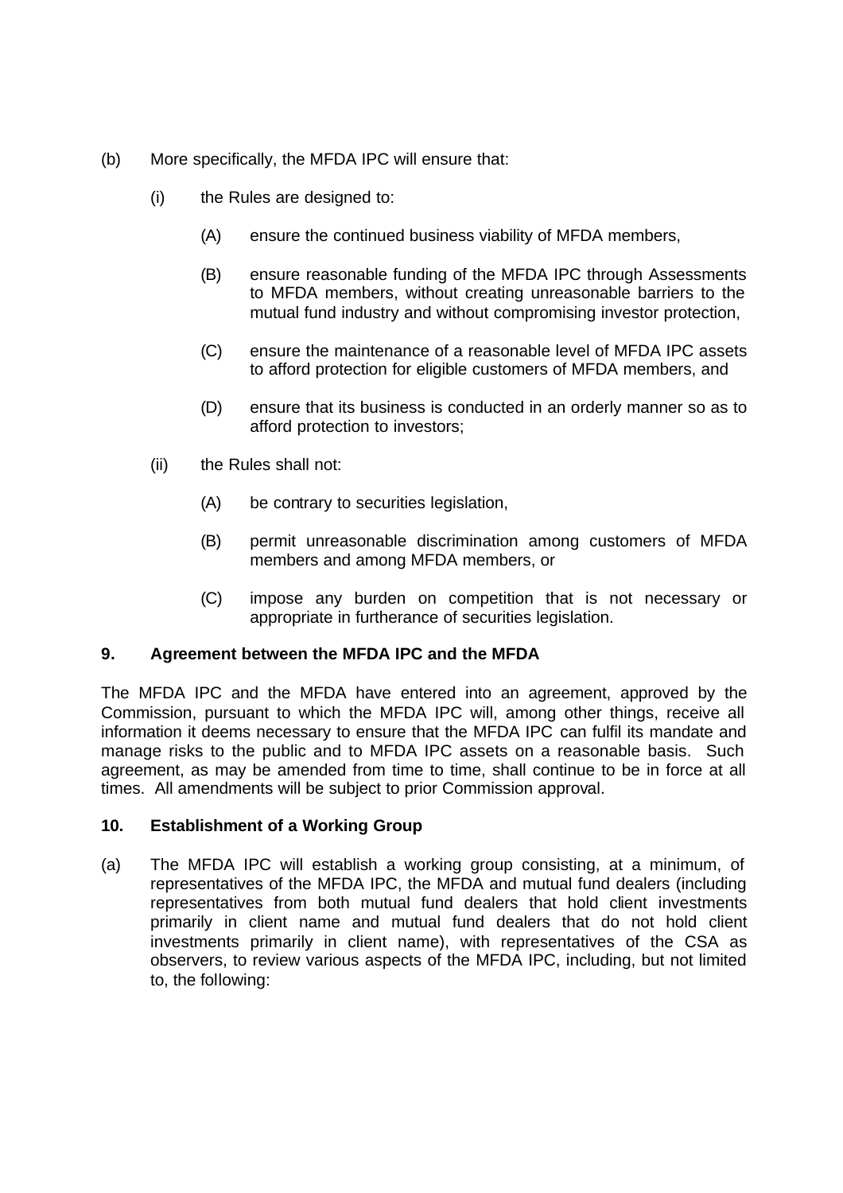(b) More specifically, the MFDA IPC will ensure that:

 (i) the Rules are designed to:

  (A) ensure the continued business viability of MFDA members,

  (B) ensure reasonable funding of the MFDA IPC through Assessments to MFDA members, without creating unreasonable barriers to the mutual fund industry and without compromising investor protection,

  (C) ensure the maintenance of a reasonable level of MFDA IPC assets to afford protection for eligible customers of MFDA members, and

  (D) ensure that its business is conducted in an orderly manner so as to afford protection to investors;

 (ii) the Rules shall not:

  (A) be contrary to securities legislation,

  (B) permit unreasonable discrimination among customers of MFDA members and among MFDA members, or

  (C) impose any burden on competition that is not necessary or appropriate in furtherance of securities legislation.

**9. Agreement between the MFDA IPC and the MFDA**

The MFDA IPC and the MFDA have entered into an agreement, approved by the Commission, pursuant to which the MFDA IPC will, among other things, receive all information it deems necessary to ensure that the MFDA IPC can fulfil its mandate and manage risks to the public and to MFDA IPC assets on a reasonable basis. Such agreement, as may be amended from time to time, shall continue to be in force at all times. All amendments will be subject to prior Commission approval.

**10. Establishment of a Working Group**

(a) The MFDA IPC will establish a working group consisting, at a minimum, of representatives of the MFDA IPC, the MFDA and mutual fund dealers (including representatives from both mutual fund dealers that hold client investments primarily in client name and mutual fund dealers that do not hold client investments primarily in client name), with representatives of the CSA as observers, to review various aspects of the MFDA IPC, including, but not limited to, the following: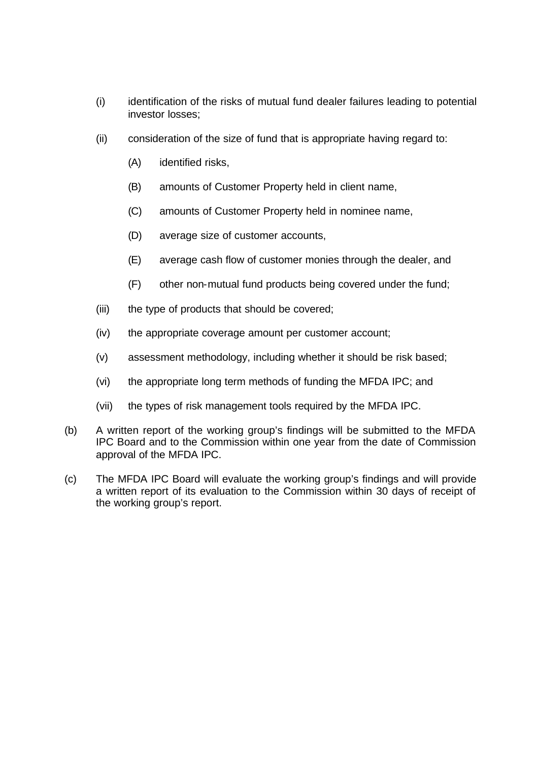(i) identification of the risks of mutual fund dealer failures leading to potential investor losses;

(ii) consideration of the size of fund that is appropriate having regard to:

  (A) identified risks,

  (B) amounts of Customer Property held in client name,

  (C) amounts of Customer Property held in nominee name,

  (D) average size of customer accounts,

  (E) average cash flow of customer monies through the dealer, and

  (F) other non-mutual fund products being covered under the fund;

(iii) the type of products that should be covered;

(iv) the appropriate coverage amount per customer account;

(v) assessment methodology, including whether it should be risk based;

(vi) the appropriate long term methods of funding the MFDA IPC; and

(vii) the types of risk management tools required by the MFDA IPC.

(b) A written report of the working group's findings will be submitted to the MFDA IPC Board and to the Commission within one year from the date of Commission approval of the MFDA IPC.

(c) The MFDA IPC Board will evaluate the working group's findings and will provide a written report of its evaluation to the Commission within 30 days of receipt of the working group's report.